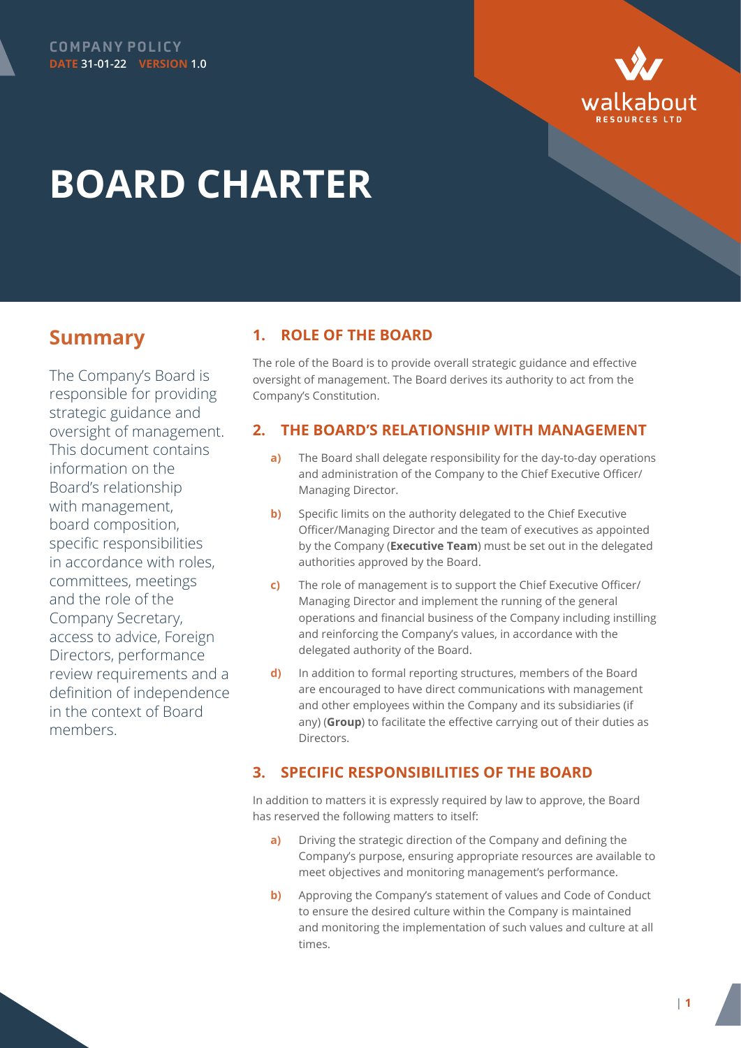COMPANY POLICY
DATE 31-01-22 VERSION 1.0

walkabout RESOURCES LTD

# BOARD CHARTER

## Summary

The Company's Board is responsible for providing strategic guidance and oversight of management. This document contains information on the Board's relationship with management, board composition, specific responsibilities in accordance with roles, committees, meetings and the role of the Company Secretary, access to advice, Foreign Directors, performance review requirements and a definition of independence in the context of Board members.

## 1. ROLE OF THE BOARD

The role of the Board is to provide overall strategic guidance and effective oversight of management. The Board derives its authority to act from the Company's Constitution.

## 2. THE BOARD'S RELATIONSHIP WITH MANAGEMENT

a) The Board shall delegate responsibility for the day-to-day operations and administration of the Company to the Chief Executive Officer/ Managing Director.

b) Specific limits on the authority delegated to the Chief Executive Officer/Managing Director and the team of executives as appointed by the Company (**Executive Team**) must be set out in the delegated authorities approved by the Board.

c) The role of management is to support the Chief Executive Officer/ Managing Director and implement the running of the general operations and financial business of the Company including instilling and reinforcing the Company's values, in accordance with the delegated authority of the Board.

d) In addition to formal reporting structures, members of the Board are encouraged to have direct communications with management and other employees within the Company and its subsidiaries (if any) (**Group**) to facilitate the effective carrying out of their duties as Directors.

## 3. SPECIFIC RESPONSIBILITIES OF THE BOARD

In addition to matters it is expressly required by law to approve, the Board has reserved the following matters to itself:

a) Driving the strategic direction of the Company and defining the Company's purpose, ensuring appropriate resources are available to meet objectives and monitoring management's performance.

b) Approving the Company's statement of values and Code of Conduct to ensure the desired culture within the Company is maintained and monitoring the implementation of such values and culture at all times.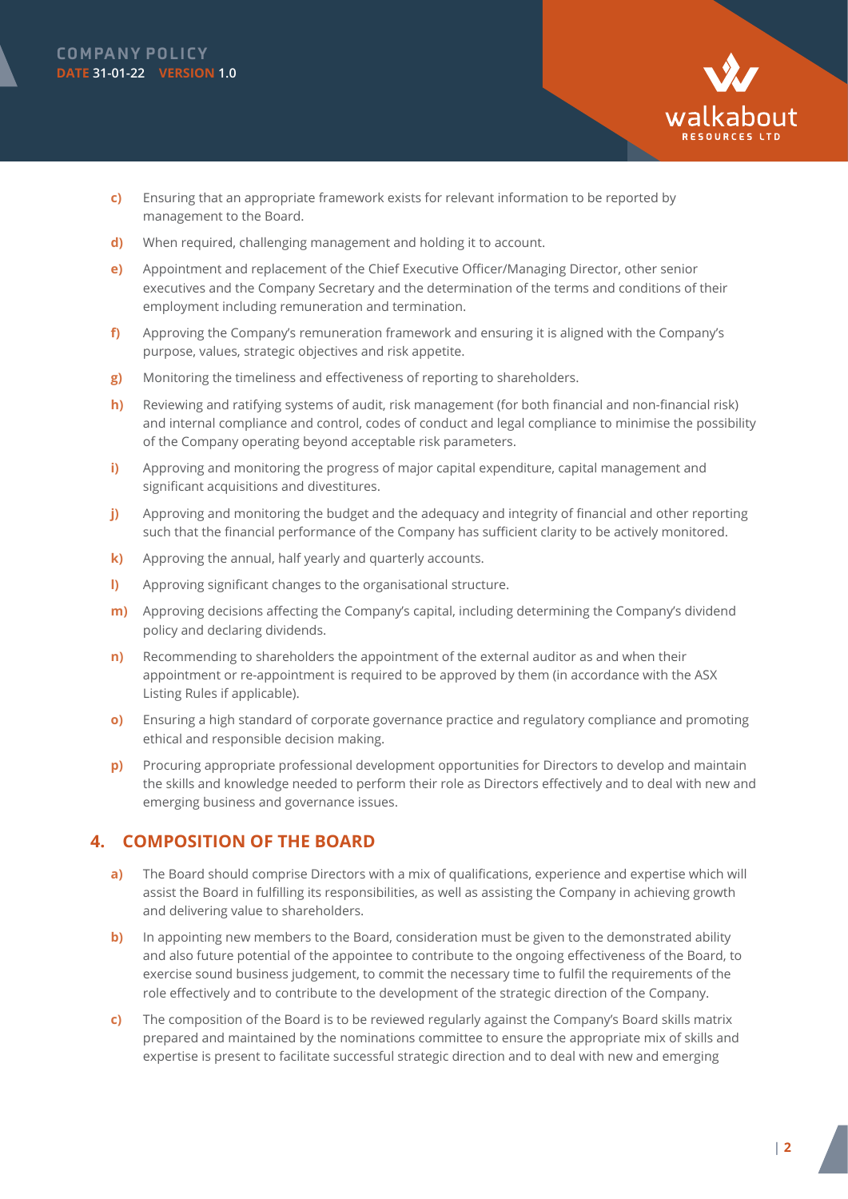c) Ensuring that an appropriate framework exists for relevant information to be reported by management to the Board.

d) When required, challenging management and holding it to account.

e) Appointment and replacement of the Chief Executive Officer/Managing Director, other senior executives and the Company Secretary and the determination of the terms and conditions of their employment including remuneration and termination.

f) Approving the Company's remuneration framework and ensuring it is aligned with the Company's purpose, values, strategic objectives and risk appetite.

g) Monitoring the timeliness and effectiveness of reporting to shareholders.

h) Reviewing and ratifying systems of audit, risk management (for both financial and non-financial risk) and internal compliance and control, codes of conduct and legal compliance to minimise the possibility of the Company operating beyond acceptable risk parameters.

i) Approving and monitoring the progress of major capital expenditure, capital management and significant acquisitions and divestitures.

j) Approving and monitoring the budget and the adequacy and integrity of financial and other reporting such that the financial performance of the Company has sufficient clarity to be actively monitored.

k) Approving the annual, half yearly and quarterly accounts.

l) Approving significant changes to the organisational structure.

m) Approving decisions affecting the Company's capital, including determining the Company's dividend policy and declaring dividends.

n) Recommending to shareholders the appointment of the external auditor as and when their appointment or re-appointment is required to be approved by them (in accordance with the ASX Listing Rules if applicable).

o) Ensuring a high standard of corporate governance practice and regulatory compliance and promoting ethical and responsible decision making.

p) Procuring appropriate professional development opportunities for Directors to develop and maintain the skills and knowledge needed to perform their role as Directors effectively and to deal with new and emerging business and governance issues.

## 4. COMPOSITION OF THE BOARD

a) The Board should comprise Directors with a mix of qualifications, experience and expertise which will assist the Board in fulfilling its responsibilities, as well as assisting the Company in achieving growth and delivering value to shareholders.

b) In appointing new members to the Board, consideration must be given to the demonstrated ability and also future potential of the appointee to contribute to the ongoing effectiveness of the Board, to exercise sound business judgement, to commit the necessary time to fulfil the requirements of the role effectively and to contribute to the development of the strategic direction of the Company.

c) The composition of the Board is to be reviewed regularly against the Company's Board skills matrix prepared and maintained by the nominations committee to ensure the appropriate mix of skills and expertise is present to facilitate successful strategic direction and to deal with new and emerging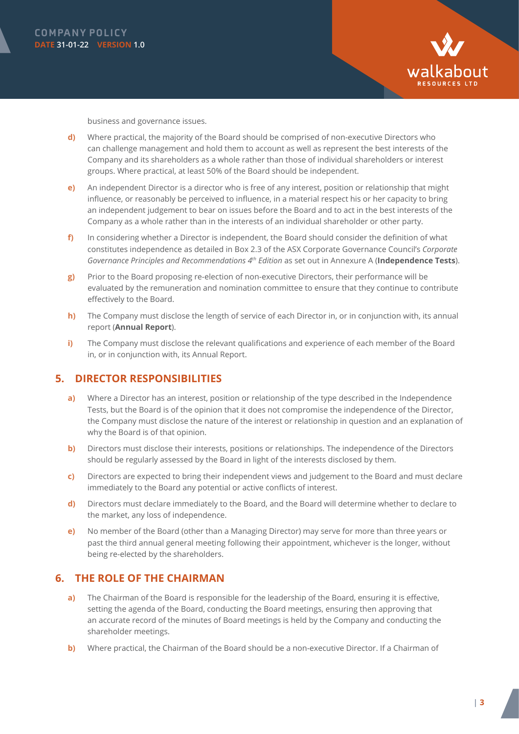business and governance issues.

d) Where practical, the majority of the Board should be comprised of non-executive Directors who can challenge management and hold them to account as well as represent the best interests of the Company and its shareholders as a whole rather than those of individual shareholders or interest groups. Where practical, at least 50% of the Board should be independent.

e) An independent Director is a director who is free of any interest, position or relationship that might influence, or reasonably be perceived to influence, in a material respect his or her capacity to bring an independent judgement to bear on issues before the Board and to act in the best interests of the Company as a whole rather than in the interests of an individual shareholder or other party.

f) In considering whether a Director is independent, the Board should consider the definition of what constitutes independence as detailed in Box 2.3 of the ASX Corporate Governance Council's *Corporate Governance Principles and Recommendations 4th Edition* as set out in Annexure A (**Independence Tests**).

g) Prior to the Board proposing re-election of non-executive Directors, their performance will be evaluated by the remuneration and nomination committee to ensure that they continue to contribute effectively to the Board.

h) The Company must disclose the length of service of each Director in, or in conjunction with, its annual report (**Annual Report**).

i) The Company must disclose the relevant qualifications and experience of each member of the Board in, or in conjunction with, its Annual Report.

## 5. DIRECTOR RESPONSIBILITIES

a) Where a Director has an interest, position or relationship of the type described in the Independence Tests, but the Board is of the opinion that it does not compromise the independence of the Director, the Company must disclose the nature of the interest or relationship in question and an explanation of why the Board is of that opinion.

b) Directors must disclose their interests, positions or relationships. The independence of the Directors should be regularly assessed by the Board in light of the interests disclosed by them.

c) Directors are expected to bring their independent views and judgement to the Board and must declare immediately to the Board any potential or active conflicts of interest.

d) Directors must declare immediately to the Board, and the Board will determine whether to declare to the market, any loss of independence.

e) No member of the Board (other than a Managing Director) may serve for more than three years or past the third annual general meeting following their appointment, whichever is the longer, without being re-elected by the shareholders.

## 6. THE ROLE OF THE CHAIRMAN

a) The Chairman of the Board is responsible for the leadership of the Board, ensuring it is effective, setting the agenda of the Board, conducting the Board meetings, ensuring then approving that an accurate record of the minutes of Board meetings is held by the Company and conducting the shareholder meetings.

b) Where practical, the Chairman of the Board should be a non-executive Director. If a Chairman of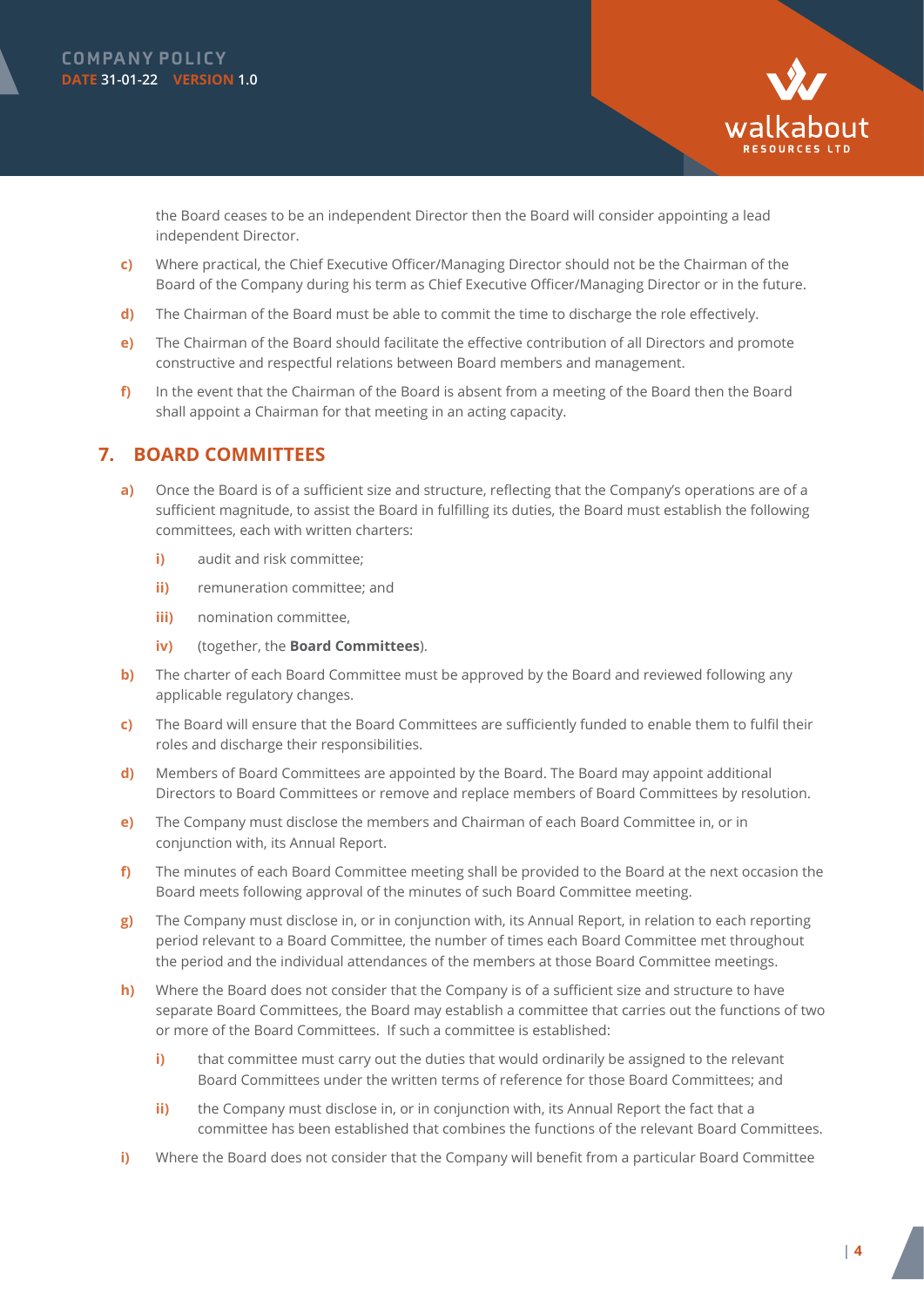the Board ceases to be an independent Director then the Board will consider appointing a lead independent Director.

c) Where practical, the Chief Executive Officer/Managing Director should not be the Chairman of the Board of the Company during his term as Chief Executive Officer/Managing Director or in the future.

d) The Chairman of the Board must be able to commit the time to discharge the role effectively.

e) The Chairman of the Board should facilitate the effective contribution of all Directors and promote constructive and respectful relations between Board members and management.

f) In the event that the Chairman of the Board is absent from a meeting of the Board then the Board shall appoint a Chairman for that meeting in an acting capacity.

## 7. BOARD COMMITTEES

a) Once the Board is of a sufficient size and structure, reflecting that the Company's operations are of a sufficient magnitude, to assist the Board in fulfilling its duties, the Board must establish the following committees, each with written charters:

   i) audit and risk committee;

   ii) remuneration committee; and

   iii) nomination committee,

   iv) (together, the **Board Committees**).

b) The charter of each Board Committee must be approved by the Board and reviewed following any applicable regulatory changes.

c) The Board will ensure that the Board Committees are sufficiently funded to enable them to fulfil their roles and discharge their responsibilities.

d) Members of Board Committees are appointed by the Board. The Board may appoint additional Directors to Board Committees or remove and replace members of Board Committees by resolution.

e) The Company must disclose the members and Chairman of each Board Committee in, or in conjunction with, its Annual Report.

f) The minutes of each Board Committee meeting shall be provided to the Board at the next occasion the Board meets following approval of the minutes of such Board Committee meeting.

g) The Company must disclose in, or in conjunction with, its Annual Report, in relation to each reporting period relevant to a Board Committee, the number of times each Board Committee met throughout the period and the individual attendances of the members at those Board Committee meetings.

h) Where the Board does not consider that the Company is of a sufficient size and structure to have separate Board Committees, the Board may establish a committee that carries out the functions of two or more of the Board Committees. If such a committee is established:

   i) that committee must carry out the duties that would ordinarily be assigned to the relevant Board Committees under the written terms of reference for those Board Committees; and

   ii) the Company must disclose in, or in conjunction with, its Annual Report the fact that a committee has been established that combines the functions of the relevant Board Committees.

i) Where the Board does not consider that the Company will benefit from a particular Board Committee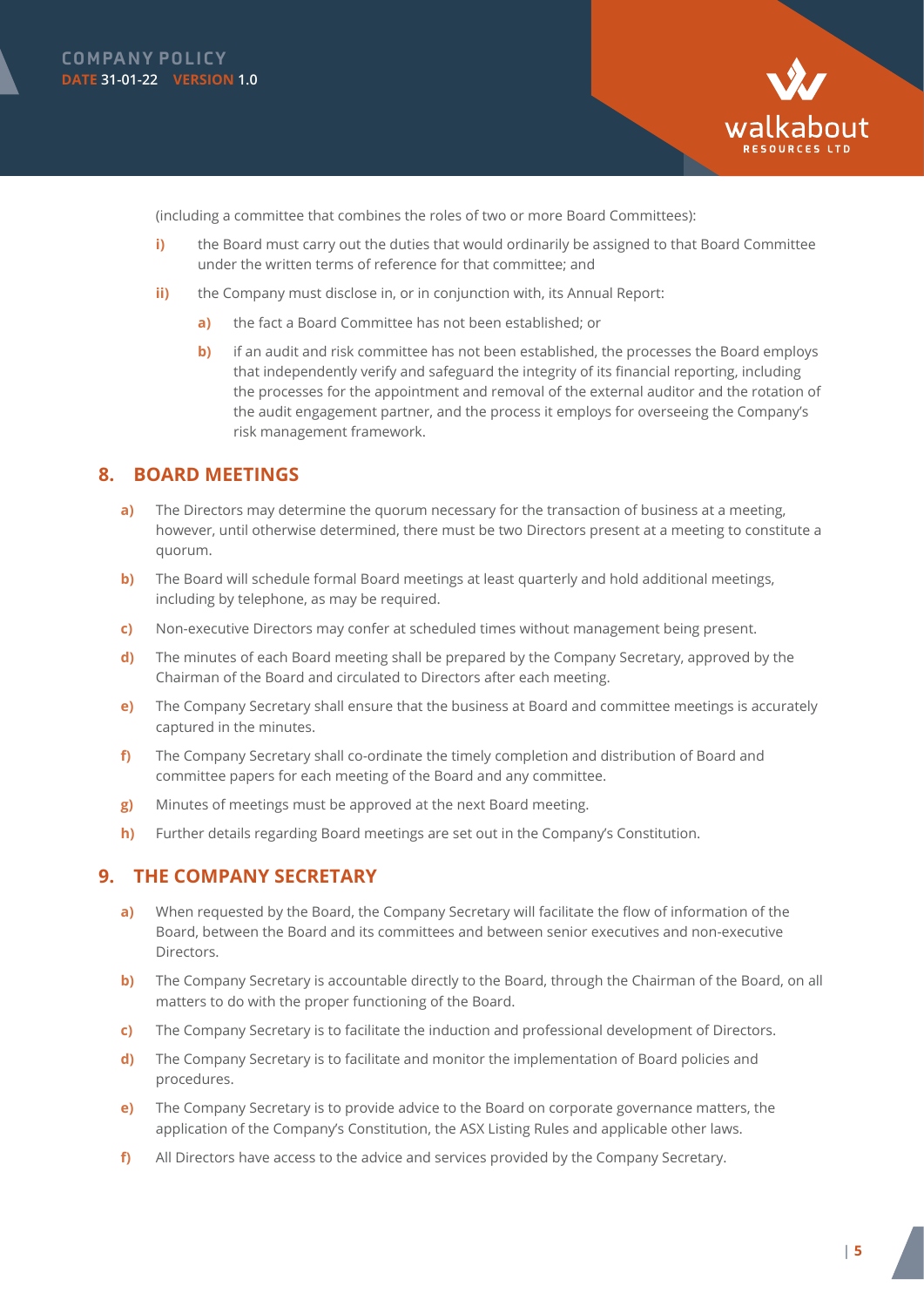(including a committee that combines the roles of two or more Board Committees):

- **i)** the Board must carry out the duties that would ordinarily be assigned to that Board Committee under the written terms of reference for that committee; and
- **ii)** the Company must disclose in, or in conjunction with, its Annual Report:
  - **a)** the fact a Board Committee has not been established; or
  - **b)** if an audit and risk committee has not been established, the processes the Board employs that independently verify and safeguard the integrity of its financial reporting, including the processes for the appointment and removal of the external auditor and the rotation of the audit engagement partner, and the process it employs for overseeing the Company's risk management framework.

## 8. BOARD MEETINGS

- **a)** The Directors may determine the quorum necessary for the transaction of business at a meeting, however, until otherwise determined, there must be two Directors present at a meeting to constitute a quorum.
- **b)** The Board will schedule formal Board meetings at least quarterly and hold additional meetings, including by telephone, as may be required.
- **c)** Non-executive Directors may confer at scheduled times without management being present.
- **d)** The minutes of each Board meeting shall be prepared by the Company Secretary, approved by the Chairman of the Board and circulated to Directors after each meeting.
- **e)** The Company Secretary shall ensure that the business at Board and committee meetings is accurately captured in the minutes.
- **f)** The Company Secretary shall co-ordinate the timely completion and distribution of Board and committee papers for each meeting of the Board and any committee.
- **g)** Minutes of meetings must be approved at the next Board meeting.
- **h)** Further details regarding Board meetings are set out in the Company's Constitution.

## 9. THE COMPANY SECRETARY

- **a)** When requested by the Board, the Company Secretary will facilitate the flow of information of the Board, between the Board and its committees and between senior executives and non-executive Directors.
- **b)** The Company Secretary is accountable directly to the Board, through the Chairman of the Board, on all matters to do with the proper functioning of the Board.
- **c)** The Company Secretary is to facilitate the induction and professional development of Directors.
- **d)** The Company Secretary is to facilitate and monitor the implementation of Board policies and procedures.
- **e)** The Company Secretary is to provide advice to the Board on corporate governance matters, the application of the Company's Constitution, the ASX Listing Rules and applicable other laws.
- **f)** All Directors have access to the advice and services provided by the Company Secretary.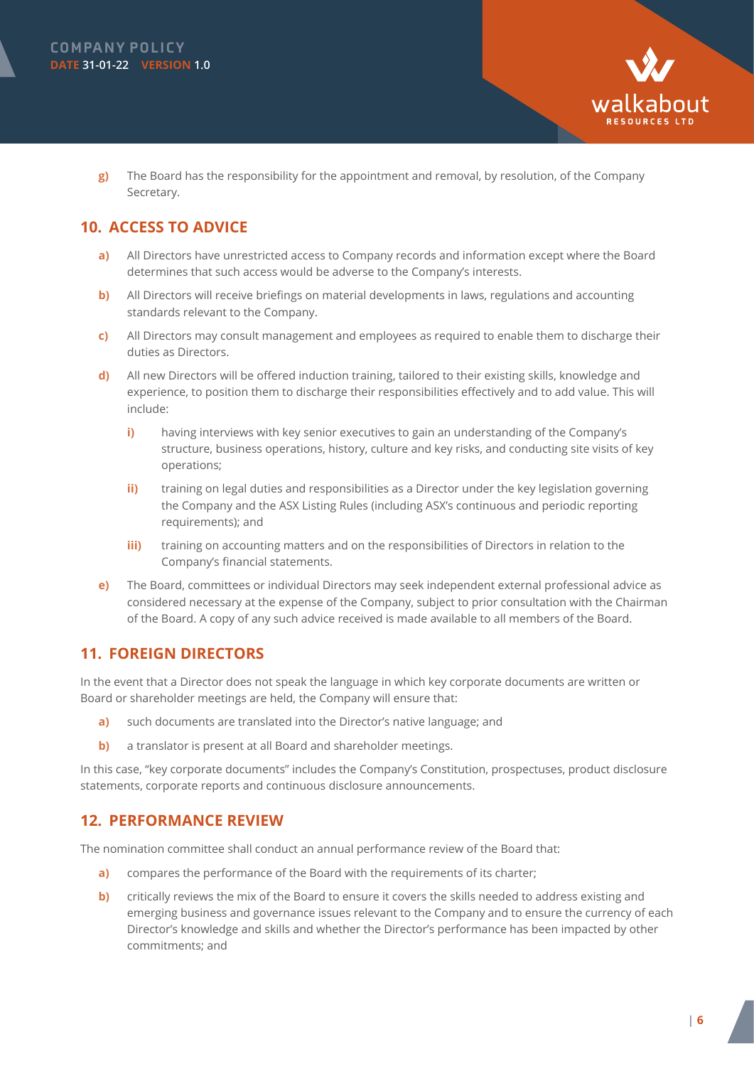g) The Board has the responsibility for the appointment and removal, by resolution, of the Company Secretary.

## 10. ACCESS TO ADVICE

a) All Directors have unrestricted access to Company records and information except where the Board determines that such access would be adverse to the Company's interests.

b) All Directors will receive briefings on material developments in laws, regulations and accounting standards relevant to the Company.

c) All Directors may consult management and employees as required to enable them to discharge their duties as Directors.

d) All new Directors will be offered induction training, tailored to their existing skills, knowledge and experience, to position them to discharge their responsibilities effectively and to add value. This will include:

   i) having interviews with key senior executives to gain an understanding of the Company's structure, business operations, history, culture and key risks, and conducting site visits of key operations;

   ii) training on legal duties and responsibilities as a Director under the key legislation governing the Company and the ASX Listing Rules (including ASX's continuous and periodic reporting requirements); and

   iii) training on accounting matters and on the responsibilities of Directors in relation to the Company's financial statements.

e) The Board, committees or individual Directors may seek independent external professional advice as considered necessary at the expense of the Company, subject to prior consultation with the Chairman of the Board. A copy of any such advice received is made available to all members of the Board.

## 11. FOREIGN DIRECTORS

In the event that a Director does not speak the language in which key corporate documents are written or Board or shareholder meetings are held, the Company will ensure that:

a) such documents are translated into the Director's native language; and

b) a translator is present at all Board and shareholder meetings.

In this case, "key corporate documents" includes the Company's Constitution, prospectuses, product disclosure statements, corporate reports and continuous disclosure announcements.

## 12. PERFORMANCE REVIEW

The nomination committee shall conduct an annual performance review of the Board that:

a) compares the performance of the Board with the requirements of its charter;

b) critically reviews the mix of the Board to ensure it covers the skills needed to address existing and emerging business and governance issues relevant to the Company and to ensure the currency of each Director's knowledge and skills and whether the Director's performance has been impacted by other commitments; and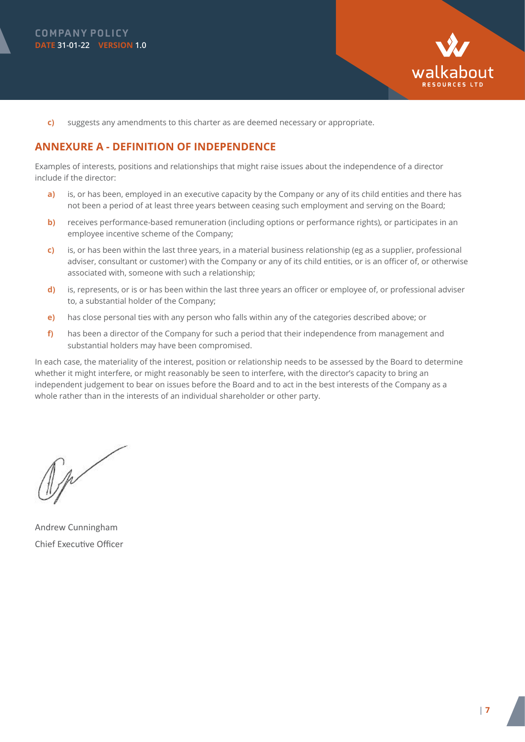c) suggests any amendments to this charter as are deemed necessary or appropriate.

## ANNEXURE A - DEFINITION OF INDEPENDENCE

Examples of interests, positions and relationships that might raise issues about the independence of a director include if the director:

a) is, or has been, employed in an executive capacity by the Company or any of its child entities and there has not been a period of at least three years between ceasing such employment and serving on the Board;

b) receives performance-based remuneration (including options or performance rights), or participates in an employee incentive scheme of the Company;

c) is, or has been within the last three years, in a material business relationship (eg as a supplier, professional adviser, consultant or customer) with the Company or any of its child entities, or is an officer of, or otherwise associated with, someone with such a relationship;

d) is, represents, or is or has been within the last three years an officer or employee of, or professional adviser to, a substantial holder of the Company;

e) has close personal ties with any person who falls within any of the categories described above; or

f) has been a director of the Company for such a period that their independence from management and substantial holders may have been compromised.

In each case, the materiality of the interest, position or relationship needs to be assessed by the Board to determine whether it might interfere, or might reasonably be seen to interfere, with the director's capacity to bring an independent judgement to bear on issues before the Board and to act in the best interests of the Company as a whole rather than in the interests of an individual shareholder or other party.

Andrew Cunningham
Chief Executive Officer